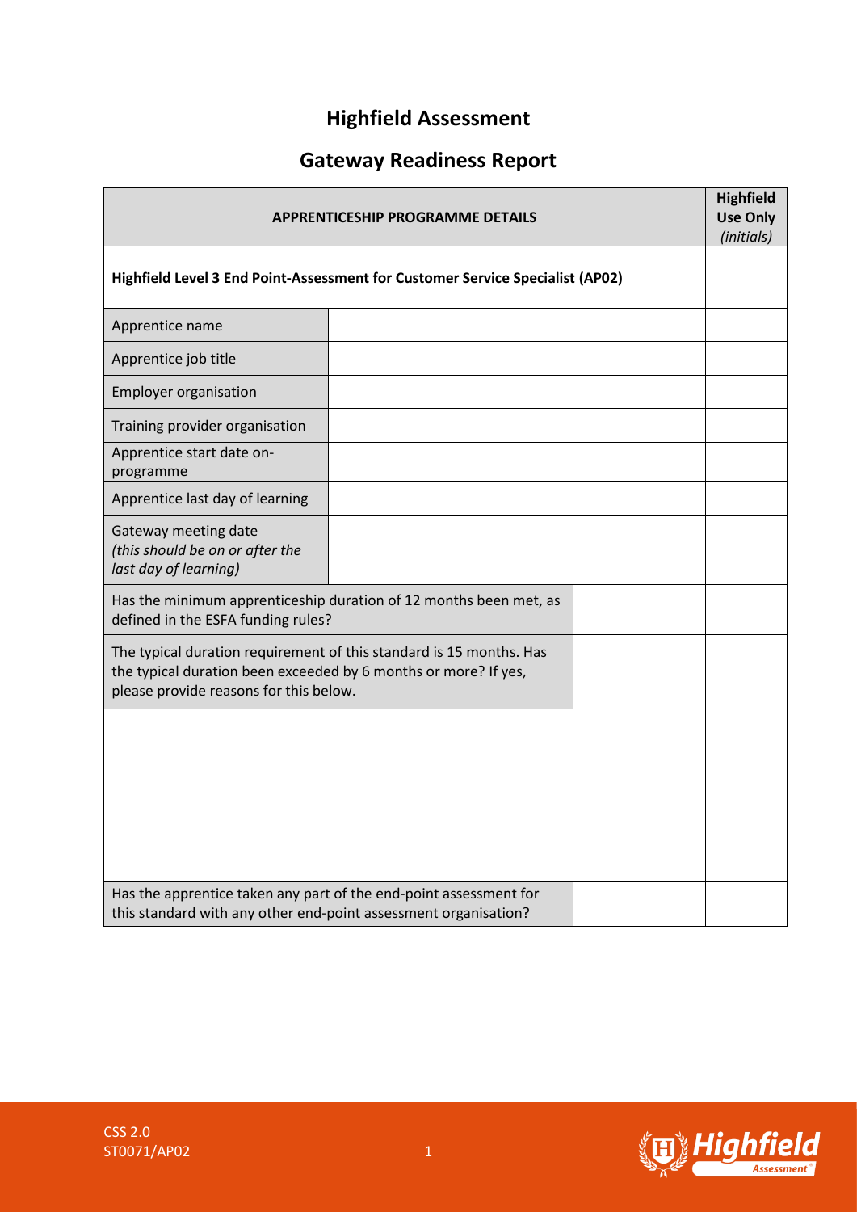# Highfield Assessment

## Gateway Readiness Report

| APPRENTICESHIP PROGRAMME DETAILS | | | Highfield Use Only *(initials)* |
|---|---|---|---|
| **Highfield Level 3 End Point-Assessment for Customer Service Specialist (AP02)** | | | |
| Apprentice name | | | |
| Apprentice job title | | | |
| Employer organisation | | | |
| Training provider organisation | | | |
| Apprentice start date on-programme | | | |
| Apprentice last day of learning | | | |
| Gateway meeting date *(this should be on or after the last day of learning)* | | | |
| Has the minimum apprenticeship duration of 12 months been met, as defined in the ESFA funding rules? | | | |
| The typical duration requirement of this standard is 15 months. Has the typical duration been exceeded by 6 months or more? If yes, please provide reasons for this below. | | | |
| | | | |
| Has the apprentice taken any part of the end-point assessment for this standard with any other end-point assessment organisation? | | | |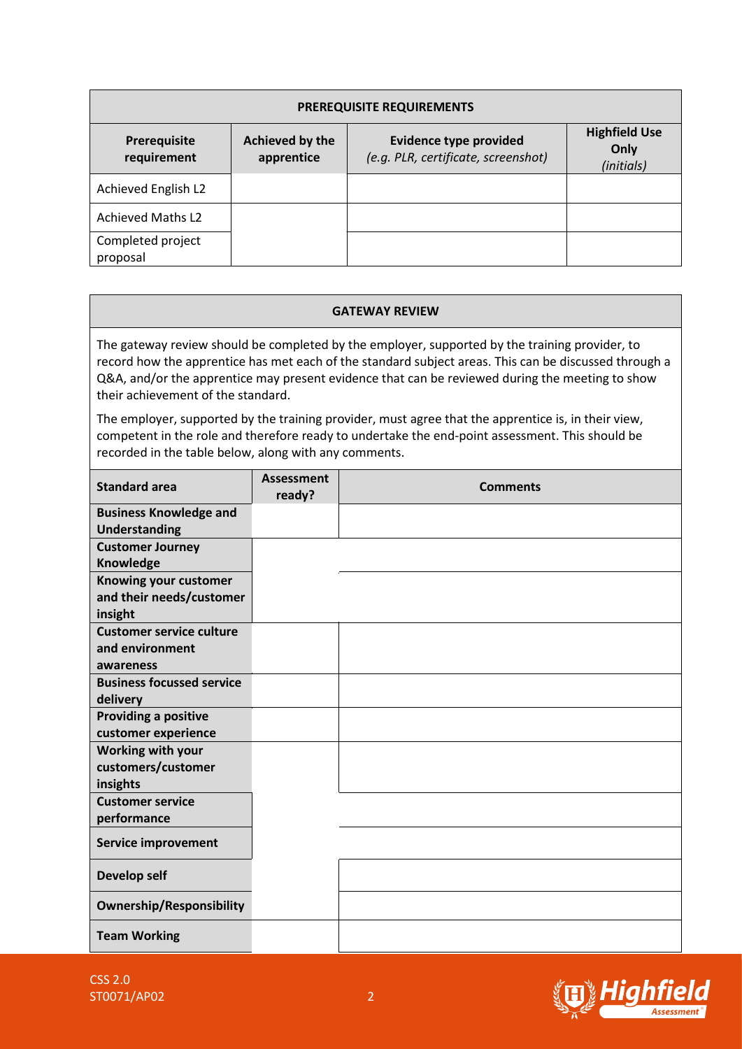| PREREQUISITE REQUIREMENTS | | | |
|---|---|---|---|
| **Prerequisite requirement** | **Achieved by the apprentice** | **Evidence type provided** *(e.g. PLR, certificate, screenshot)* | **Highfield Use Only** *(initials)* |
| Achieved English L2 | | | |
| Achieved Maths L2 | | | |
| Completed project proposal | | | |

**GATEWAY REVIEW**

The gateway review should be completed by the employer, supported by the training provider, to record how the apprentice has met each of the standard subject areas. This can be discussed through a Q&A, and/or the apprentice may present evidence that can be reviewed during the meeting to show their achievement of the standard.

The employer, supported by the training provider, must agree that the apprentice is, in their view, competent in the role and therefore ready to undertake the end-point assessment. This should be recorded in the table below, along with any comments.

| Standard area | Assessment ready? | Comments |
|---|---|---|
| **Business Knowledge and Understanding** | | |
| **Customer Journey Knowledge** | | |
| **Knowing your customer and their needs/customer insight** | | |
| **Customer service culture and environment awareness** | | |
| **Business focussed service delivery** | | |
| **Providing a positive customer experience** | | |
| **Working with your customers/customer insights** | | |
| **Customer service performance** | | |
| **Service improvement** | | |
| **Develop self** | | |
| **Ownership/Responsibility** | | |
| **Team Working** | | |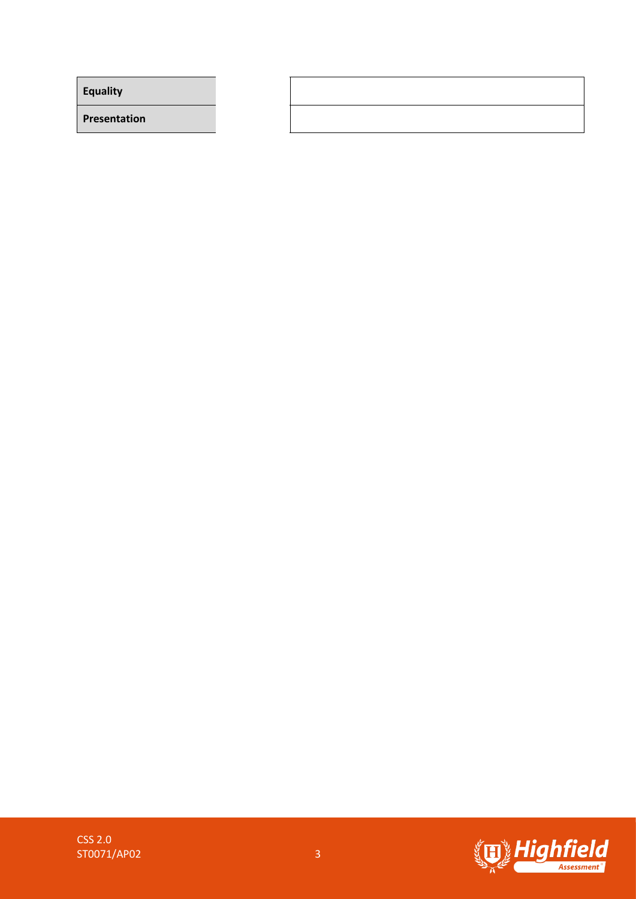| | |
|---|---|
| **Equality** | |
| **Presentation** | |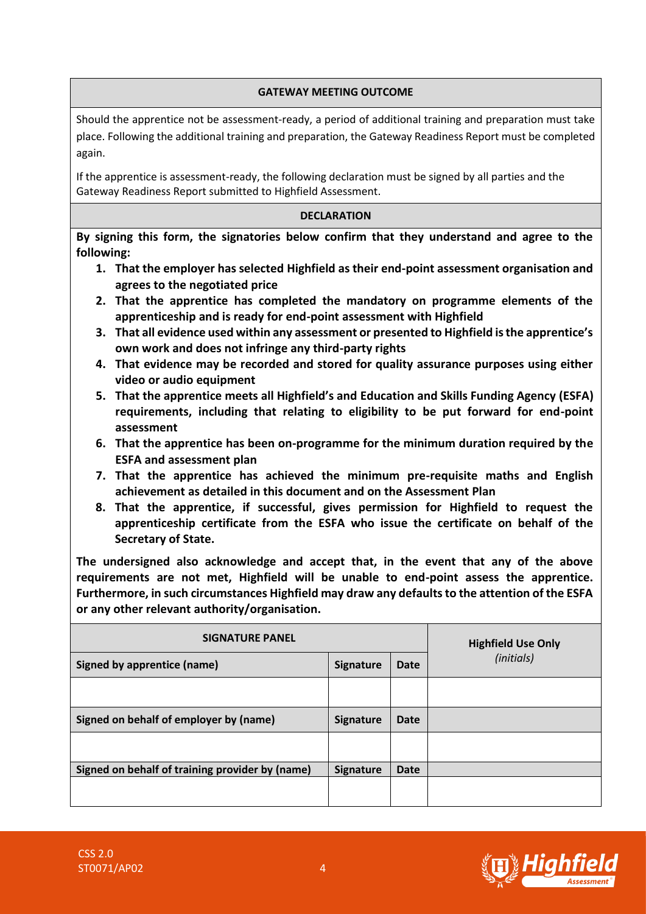## GATEWAY MEETING OUTCOME

Should the apprentice not be assessment-ready, a period of additional training and preparation must take place. Following the additional training and preparation, the Gateway Readiness Report must be completed again.

If the apprentice is assessment-ready, the following declaration must be signed by all parties and the Gateway Readiness Report submitted to Highfield Assessment.

## DECLARATION

**By signing this form, the signatories below confirm that they understand and agree to the following:**

1. **That the employer has selected Highfield as their end-point assessment organisation and agrees to the negotiated price**
2. **That the apprentice has completed the mandatory on programme elements of the apprenticeship and is ready for end-point assessment with Highfield**
3. **That all evidence used within any assessment or presented to Highfield is the apprentice's own work and does not infringe any third-party rights**
4. **That evidence may be recorded and stored for quality assurance purposes using either video or audio equipment**
5. **That the apprentice meets all Highfield's and Education and Skills Funding Agency (ESFA) requirements, including that relating to eligibility to be put forward for end-point assessment**
6. **That the apprentice has been on-programme for the minimum duration required by the ESFA and assessment plan**
7. **That the apprentice has achieved the minimum pre-requisite maths and English achievement as detailed in this document and on the Assessment Plan**
8. **That the apprentice, if successful, gives permission for Highfield to request the apprenticeship certificate from the ESFA who issue the certificate on behalf of the Secretary of State.**

**The undersigned also acknowledge and accept that, in the event that any of the above requirements are not met, Highfield will be unable to end-point assess the apprentice. Furthermore, in such circumstances Highfield may draw any defaults to the attention of the ESFA or any other relevant authority/organisation.**

| SIGNATURE PANEL | | | Highfield Use Only *(initials)* |
|---|---|---|---|
| **Signed by apprentice (name)** | **Signature** | **Date** | |
| | | | |
| **Signed on behalf of employer by (name)** | **Signature** | **Date** | |
| | | | |
| **Signed on behalf of training provider by (name)** | **Signature** | **Date** | |
| | | | |

CSS 2.0
ST0071/AP02